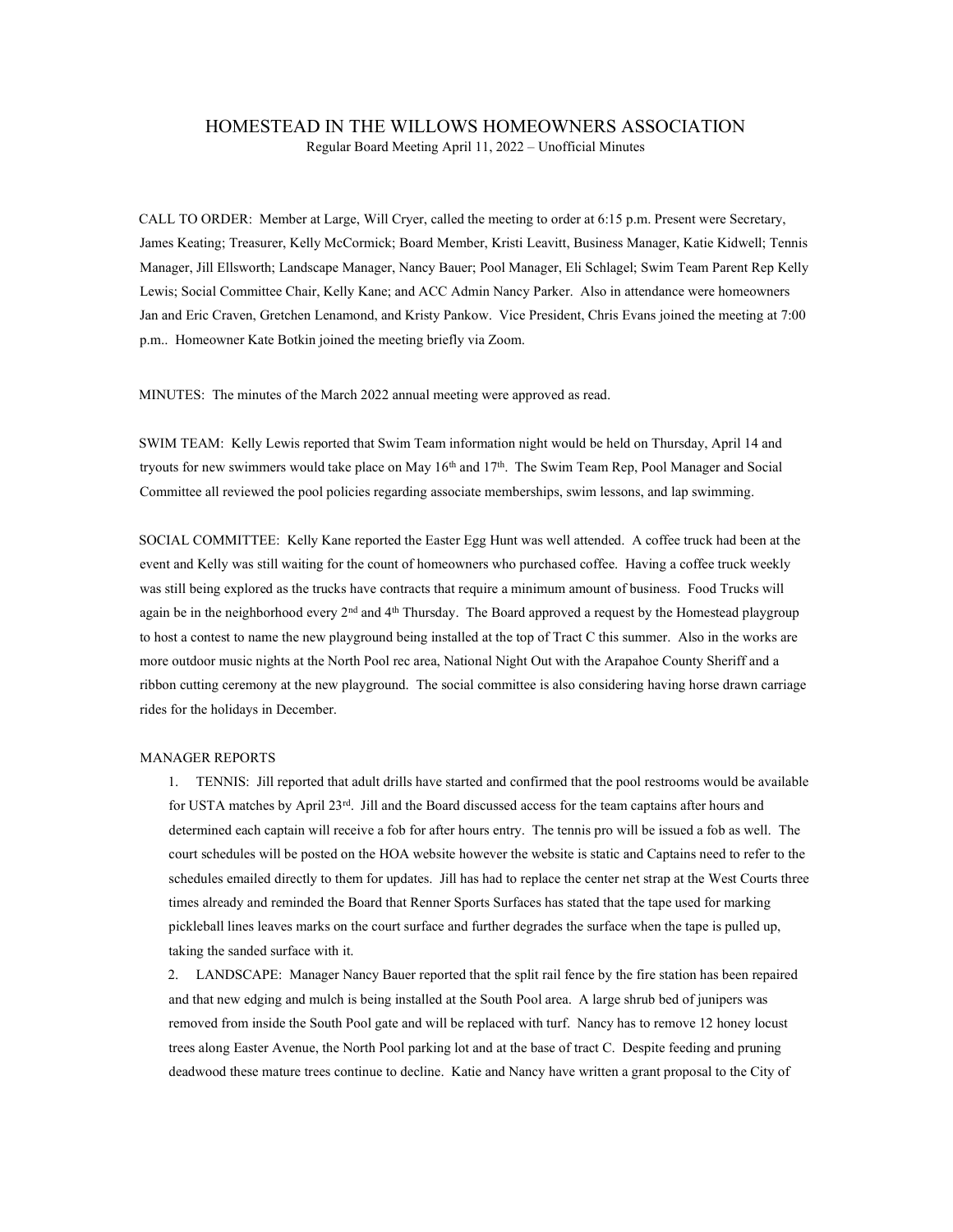# HOMESTEAD IN THE WILLOWS HOMEOWNERS ASSOCIATION

Regular Board Meeting April 11, 2022 – Unofficial Minutes

CALL TO ORDER: Member at Large, Will Cryer, called the meeting to order at 6:15 p.m. Present were Secretary, James Keating; Treasurer, Kelly McCormick; Board Member, Kristi Leavitt, Business Manager, Katie Kidwell; Tennis Manager, Jill Ellsworth; Landscape Manager, Nancy Bauer; Pool Manager, Eli Schlagel; Swim Team Parent Rep Kelly Lewis; Social Committee Chair, Kelly Kane; and ACC Admin Nancy Parker. Also in attendance were homeowners Jan and Eric Craven, Gretchen Lenamond, and Kristy Pankow. Vice President, Chris Evans joined the meeting at 7:00 p.m.. Homeowner Kate Botkin joined the meeting briefly via Zoom.

MINUTES: The minutes of the March 2022 annual meeting were approved as read.

SWIM TEAM: Kelly Lewis reported that Swim Team information night would be held on Thursday, April 14 and tryouts for new swimmers would take place on May 16th and 17th. The Swim Team Rep, Pool Manager and Social Committee all reviewed the pool policies regarding associate memberships, swim lessons, and lap swimming.

SOCIAL COMMITTEE: Kelly Kane reported the Easter Egg Hunt was well attended. A coffee truck had been at the event and Kelly was still waiting for the count of homeowners who purchased coffee. Having a coffee truck weekly was still being explored as the trucks have contracts that require a minimum amount of business. Food Trucks will again be in the neighborhood every 2nd and 4th Thursday. The Board approved a request by the Homestead playgroup to host a contest to name the new playground being installed at the top of Tract C this summer. Also in the works are more outdoor music nights at the North Pool rec area, National Night Out with the Arapahoe County Sheriff and a ribbon cutting ceremony at the new playground. The social committee is also considering having horse drawn carriage rides for the holidays in December.

MANAGER REPORTS

1. TENNIS: Jill reported that adult drills have started and confirmed that the pool restrooms would be available for USTA matches by April 23rd. Jill and the Board discussed access for the team captains after hours and determined each captain will receive a fob for after hours entry. The tennis pro will be issued a fob as well. The court schedules will be posted on the HOA website however the website is static and Captains need to refer to the schedules emailed directly to them for updates. Jill has had to replace the center net strap at the West Courts three times already and reminded the Board that Renner Sports Surfaces has stated that the tape used for marking pickleball lines leaves marks on the court surface and further degrades the surface when the tape is pulled up, taking the sanded surface with it.
2. LANDSCAPE: Manager Nancy Bauer reported that the split rail fence by the fire station has been repaired and that new edging and mulch is being installed at the South Pool area. A large shrub bed of junipers was removed from inside the South Pool gate and will be replaced with turf. Nancy has to remove 12 honey locust trees along Easter Avenue, the North Pool parking lot and at the base of tract C. Despite feeding and pruning deadwood these mature trees continue to decline. Katie and Nancy have written a grant proposal to the City of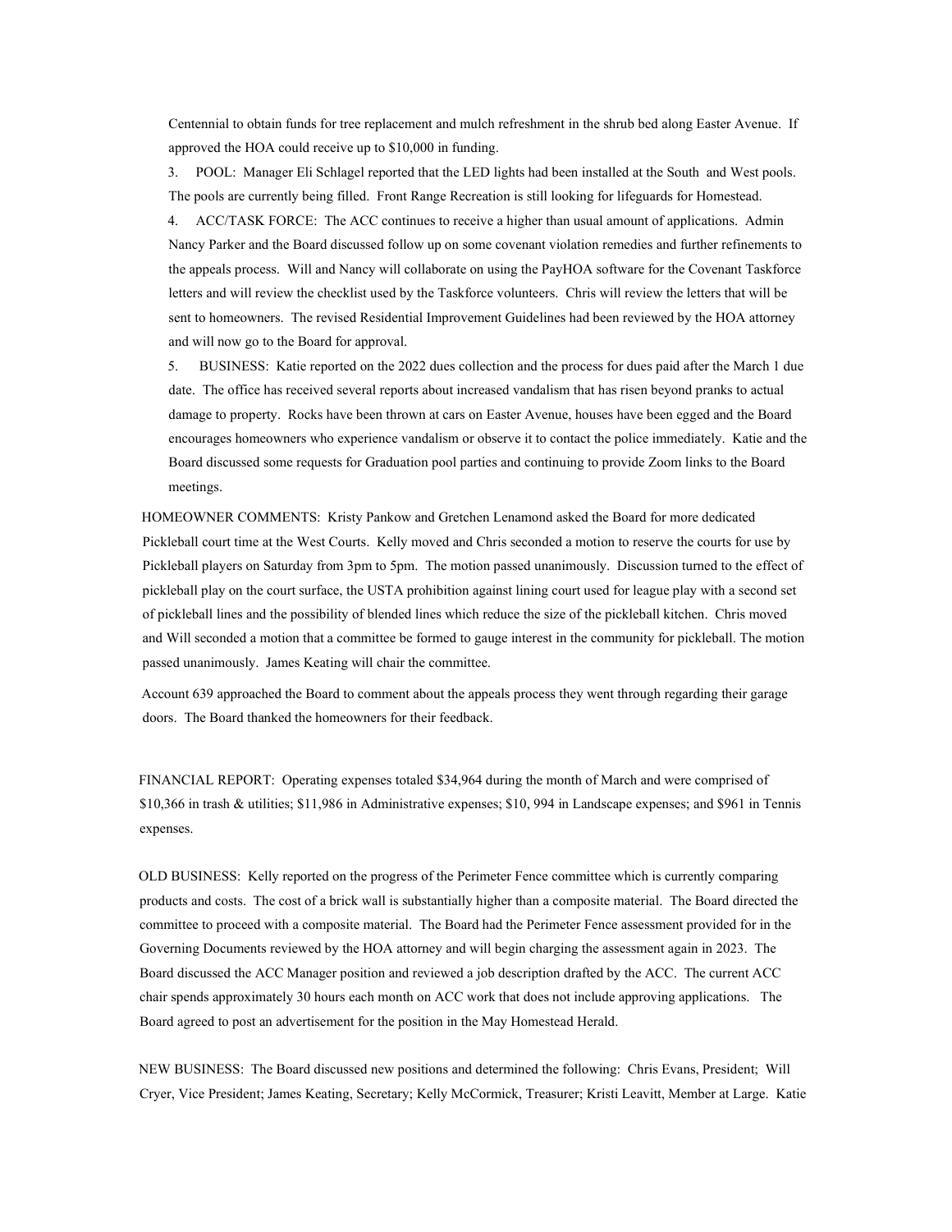Centennial to obtain funds for tree replacement and mulch refreshment in the shrub bed along Easter Avenue. If approved the HOA could receive up to $10,000 in funding.

3. POOL: Manager Eli Schlagel reported that the LED lights had been installed at the South and West pools. The pools are currently being filled. Front Range Recreation is still looking for lifeguards for Homestead.

4. ACC/TASK FORCE: The ACC continues to receive a higher than usual amount of applications. Admin Nancy Parker and the Board discussed follow up on some covenant violation remedies and further refinements to the appeals process. Will and Nancy will collaborate on using the PayHOA software for the Covenant Taskforce letters and will review the checklist used by the Taskforce volunteers. Chris will review the letters that will be sent to homeowners. The revised Residential Improvement Guidelines had been reviewed by the HOA attorney and will now go to the Board for approval.

5. BUSINESS: Katie reported on the 2022 dues collection and the process for dues paid after the March 1 due date. The office has received several reports about increased vandalism that has risen beyond pranks to actual damage to property. Rocks have been thrown at cars on Easter Avenue, houses have been egged and the Board encourages homeowners who experience vandalism or observe it to contact the police immediately. Katie and the Board discussed some requests for Graduation pool parties and continuing to provide Zoom links to the Board meetings.

HOMEOWNER COMMENTS: Kristy Pankow and Gretchen Lenamond asked the Board for more dedicated Pickleball court time at the West Courts. Kelly moved and Chris seconded a motion to reserve the courts for use by Pickleball players on Saturday from 3pm to 5pm. The motion passed unanimously. Discussion turned to the effect of pickleball play on the court surface, the USTA prohibition against lining court used for league play with a second set of pickleball lines and the possibility of blended lines which reduce the size of the pickleball kitchen. Chris moved and Will seconded a motion that a committee be formed to gauge interest in the community for pickleball. The motion passed unanimously. James Keating will chair the committee.

Account 639 approached the Board to comment about the appeals process they went through regarding their garage doors. The Board thanked the homeowners for their feedback.

FINANCIAL REPORT: Operating expenses totaled $34,964 during the month of March and were comprised of $10,366 in trash & utilities; $11,986 in Administrative expenses; $10, 994 in Landscape expenses; and $961 in Tennis expenses.

OLD BUSINESS: Kelly reported on the progress of the Perimeter Fence committee which is currently comparing products and costs. The cost of a brick wall is substantially higher than a composite material. The Board directed the committee to proceed with a composite material. The Board had the Perimeter Fence assessment provided for in the Governing Documents reviewed by the HOA attorney and will begin charging the assessment again in 2023. The Board discussed the ACC Manager position and reviewed a job description drafted by the ACC. The current ACC chair spends approximately 30 hours each month on ACC work that does not include approving applications. The Board agreed to post an advertisement for the position in the May Homestead Herald.

NEW BUSINESS: The Board discussed new positions and determined the following: Chris Evans, President; Will Cryer, Vice President; James Keating, Secretary; Kelly McCormick, Treasurer; Kristi Leavitt, Member at Large. Katie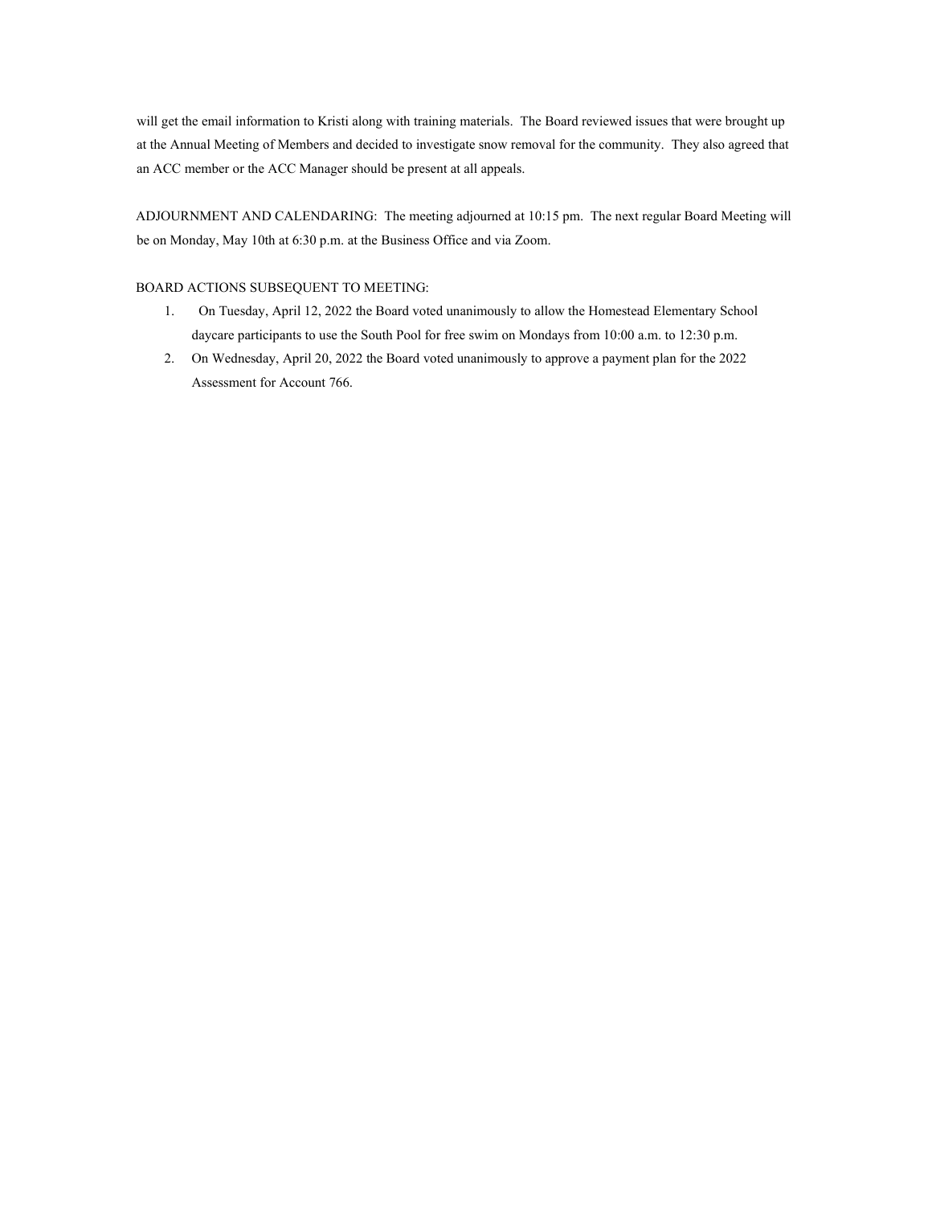will get the email information to Kristi along with training materials. The Board reviewed issues that were brought up at the Annual Meeting of Members and decided to investigate snow removal for the community. They also agreed that an ACC member or the ACC Manager should be present at all appeals.

ADJOURNMENT AND CALENDARING: The meeting adjourned at 10:15 pm. The next regular Board Meeting will be on Monday, May 10th at 6:30 p.m. at the Business Office and via Zoom.

BOARD ACTIONS SUBSEQUENT TO MEETING:

1. On Tuesday, April 12, 2022 the Board voted unanimously to allow the Homestead Elementary School daycare participants to use the South Pool for free swim on Mondays from 10:00 a.m. to 12:30 p.m.
2. On Wednesday, April 20, 2022 the Board voted unanimously to approve a payment plan for the 2022 Assessment for Account 766.